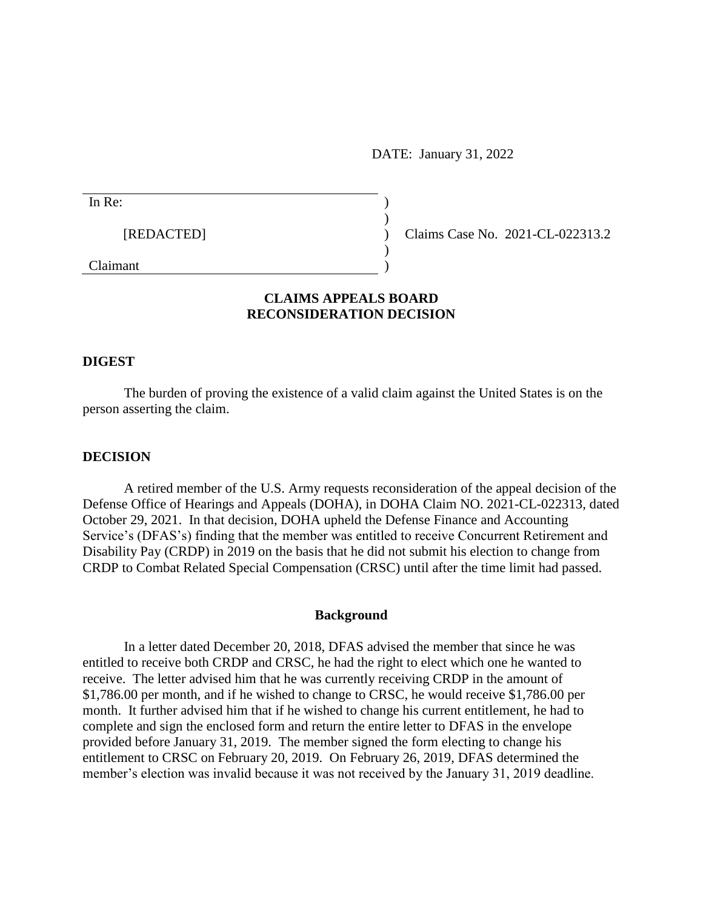DATE: January 31, 2022

In Re:

[REDACTED]

Claimant

Claims Case No. 2021-CL-022313.2

## CLAIMS APPEALS BOARD
## RECONSIDERATION DECISION

### DIGEST

The burden of proving the existence of a valid claim against the United States is on the person asserting the claim.

### DECISION

A retired member of the U.S. Army requests reconsideration of the appeal decision of the Defense Office of Hearings and Appeals (DOHA), in DOHA Claim NO. 2021-CL-022313, dated October 29, 2021. In that decision, DOHA upheld the Defense Finance and Accounting Service's (DFAS's) finding that the member was entitled to receive Concurrent Retirement and Disability Pay (CRDP) in 2019 on the basis that he did not submit his election to change from CRDP to Combat Related Special Compensation (CRSC) until after the time limit had passed.

#### Background

In a letter dated December 20, 2018, DFAS advised the member that since he was entitled to receive both CRDP and CRSC, he had the right to elect which one he wanted to receive. The letter advised him that he was currently receiving CRDP in the amount of $1,786.00 per month, and if he wished to change to CRSC, he would receive $1,786.00 per month. It further advised him that if he wished to change his current entitlement, he had to complete and sign the enclosed form and return the entire letter to DFAS in the envelope provided before January 31, 2019. The member signed the form electing to change his entitlement to CRSC on February 20, 2019. On February 26, 2019, DFAS determined the member's election was invalid because it was not received by the January 31, 2019 deadline.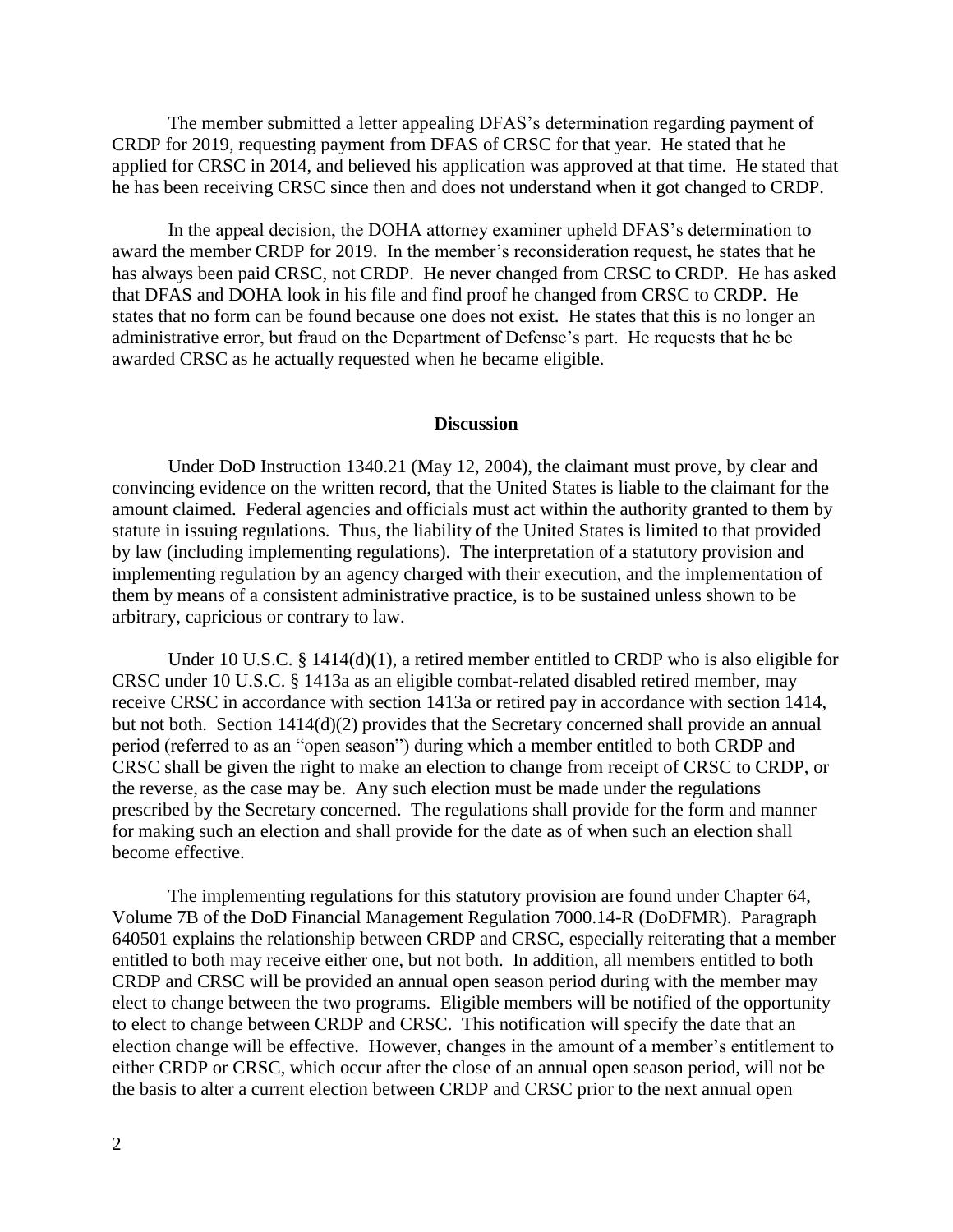The member submitted a letter appealing DFAS's determination regarding payment of CRDP for 2019, requesting payment from DFAS of CRSC for that year. He stated that he applied for CRSC in 2014, and believed his application was approved at that time. He stated that he has been receiving CRSC since then and does not understand when it got changed to CRDP.

In the appeal decision, the DOHA attorney examiner upheld DFAS's determination to award the member CRDP for 2019. In the member's reconsideration request, he states that he has always been paid CRSC, not CRDP. He never changed from CRSC to CRDP. He has asked that DFAS and DOHA look in his file and find proof he changed from CRSC to CRDP. He states that no form can be found because one does not exist. He states that this is no longer an administrative error, but fraud on the Department of Defense's part. He requests that he be awarded CRSC as he actually requested when he became eligible.

**Discussion**

Under DoD Instruction 1340.21 (May 12, 2004), the claimant must prove, by clear and convincing evidence on the written record, that the United States is liable to the claimant for the amount claimed. Federal agencies and officials must act within the authority granted to them by statute in issuing regulations. Thus, the liability of the United States is limited to that provided by law (including implementing regulations). The interpretation of a statutory provision and implementing regulation by an agency charged with their execution, and the implementation of them by means of a consistent administrative practice, is to be sustained unless shown to be arbitrary, capricious or contrary to law.

Under 10 U.S.C. § 1414(d)(1), a retired member entitled to CRDP who is also eligible for CRSC under 10 U.S.C. § 1413a as an eligible combat-related disabled retired member, may receive CRSC in accordance with section 1413a or retired pay in accordance with section 1414, but not both. Section 1414(d)(2) provides that the Secretary concerned shall provide an annual period (referred to as an "open season") during which a member entitled to both CRDP and CRSC shall be given the right to make an election to change from receipt of CRSC to CRDP, or the reverse, as the case may be. Any such election must be made under the regulations prescribed by the Secretary concerned. The regulations shall provide for the form and manner for making such an election and shall provide for the date as of when such an election shall become effective.

The implementing regulations for this statutory provision are found under Chapter 64, Volume 7B of the DoD Financial Management Regulation 7000.14-R (DoDFMR). Paragraph 640501 explains the relationship between CRDP and CRSC, especially reiterating that a member entitled to both may receive either one, but not both. In addition, all members entitled to both CRDP and CRSC will be provided an annual open season period during with the member may elect to change between the two programs. Eligible members will be notified of the opportunity to elect to change between CRDP and CRSC. This notification will specify the date that an election change will be effective. However, changes in the amount of a member's entitlement to either CRDP or CRSC, which occur after the close of an annual open season period, will not be the basis to alter a current election between CRDP and CRSC prior to the next annual open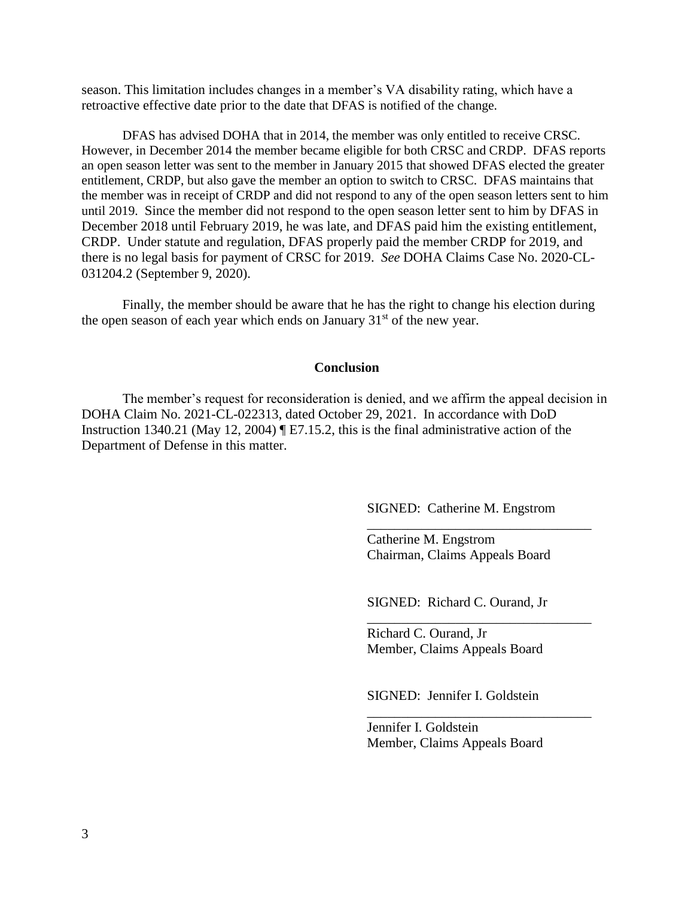season. This limitation includes changes in a member's VA disability rating, which have a retroactive effective date prior to the date that DFAS is notified of the change.

DFAS has advised DOHA that in 2014, the member was only entitled to receive CRSC. However, in December 2014 the member became eligible for both CRSC and CRDP. DFAS reports an open season letter was sent to the member in January 2015 that showed DFAS elected the greater entitlement, CRDP, but also gave the member an option to switch to CRSC. DFAS maintains that the member was in receipt of CRDP and did not respond to any of the open season letters sent to him until 2019. Since the member did not respond to the open season letter sent to him by DFAS in December 2018 until February 2019, he was late, and DFAS paid him the existing entitlement, CRDP. Under statute and regulation, DFAS properly paid the member CRDP for 2019, and there is no legal basis for payment of CRSC for 2019. *See* DOHA Claims Case No. 2020-CL-031204.2 (September 9, 2020).

Finally, the member should be aware that he has the right to change his election during the open season of each year which ends on January 31st of the new year.

## Conclusion

The member's request for reconsideration is denied, and we affirm the appeal decision in DOHA Claim No. 2021-CL-022313, dated October 29, 2021. In accordance with DoD Instruction 1340.21 (May 12, 2004) ¶ E7.15.2, this is the final administrative action of the Department of Defense in this matter.

SIGNED: Catherine M. Engstrom

\_\_\_\_\_\_\_\_\_\_\_\_\_\_\_\_\_\_\_\_\_\_\_\_\_\_\_\_\_\_\_\_\_\_

Catherine M. Engstrom
Chairman, Claims Appeals Board

SIGNED: Richard C. Ourand, Jr

\_\_\_\_\_\_\_\_\_\_\_\_\_\_\_\_\_\_\_\_\_\_\_\_\_\_\_\_\_\_\_\_\_\_

Richard C. Ourand, Jr
Member, Claims Appeals Board

SIGNED: Jennifer I. Goldstein

\_\_\_\_\_\_\_\_\_\_\_\_\_\_\_\_\_\_\_\_\_\_\_\_\_\_\_\_\_\_\_\_\_\_

Jennifer I. Goldstein
Member, Claims Appeals Board